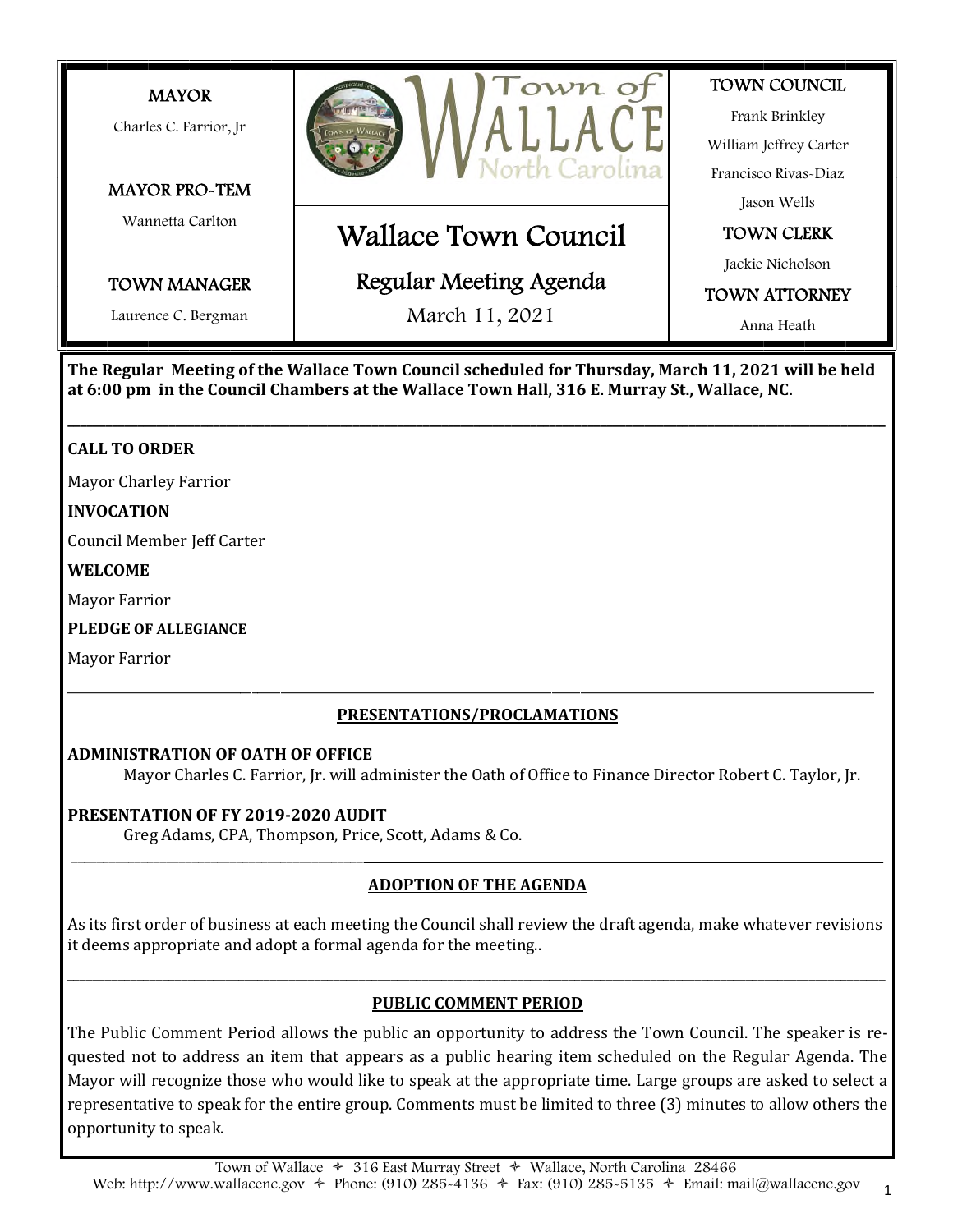**MAYOR**

Charles C. Farrior, Jr

**MAYOR PRO-TEM**

Wannetta Carlton

**TOWN MANAGER**

Laurence C. Bergman

Town of WALLACE North Carolina

# Wallace Town Council

## Regular Meeting Agenda

March 11, 2021

**TOWN COUNCIL**

Frank Brinkley

William Jeffrey Carter

Francisco Rivas-Diaz

Jason Wells

**TOWN CLERK**

Jackie Nicholson

**TOWN ATTORNEY**

Anna Heath

**The Regular Meeting of the Wallace Town Council scheduled for Thursday, March 11, 2021 will be held at 6:00 pm in the Council Chambers at the Wallace Town Hall, 316 E. Murray St., Wallace, NC.**

---

**CALL TO ORDER**

Mayor Charley Farrior

**INVOCATION**

Council Member Jeff Carter

**WELCOME**

Mayor Farrior

**PLEDGE OF ALLEGIANCE**

Mayor Farrior

---

### PRESENTATIONS/PROCLAMATIONS

**ADMINISTRATION OF OATH OF OFFICE**

Mayor Charles C. Farrior, Jr. will administer the Oath of Office to Finance Director Robert C. Taylor, Jr.

**PRESENTATION OF FY 2019-2020 AUDIT**

Greg Adams, CPA, Thompson, Price, Scott, Adams & Co.

---

### ADOPTION OF THE AGENDA

As its first order of business at each meeting the Council shall review the draft agenda, make whatever revisions it deems appropriate and adopt a formal agenda for the meeting..

---

### PUBLIC COMMENT PERIOD

The Public Comment Period allows the public an opportunity to address the Town Council. The speaker is requested not to address an item that appears as a public hearing item scheduled on the Regular Agenda. The Mayor will recognize those who would like to speak at the appropriate time. Large groups are asked to select a representative to speak for the entire group. Comments must be limited to three (3) minutes to allow others the opportunity to speak.

Town of Wallace ✦ 316 East Murray Street ✦ Wallace, North Carolina 28466
Web: http://www.wallacenc.gov ✦ Phone: (910) 285-4136 ✦ Fax: (910) 285-5135 ✦ Email: mail@wallacenc.gov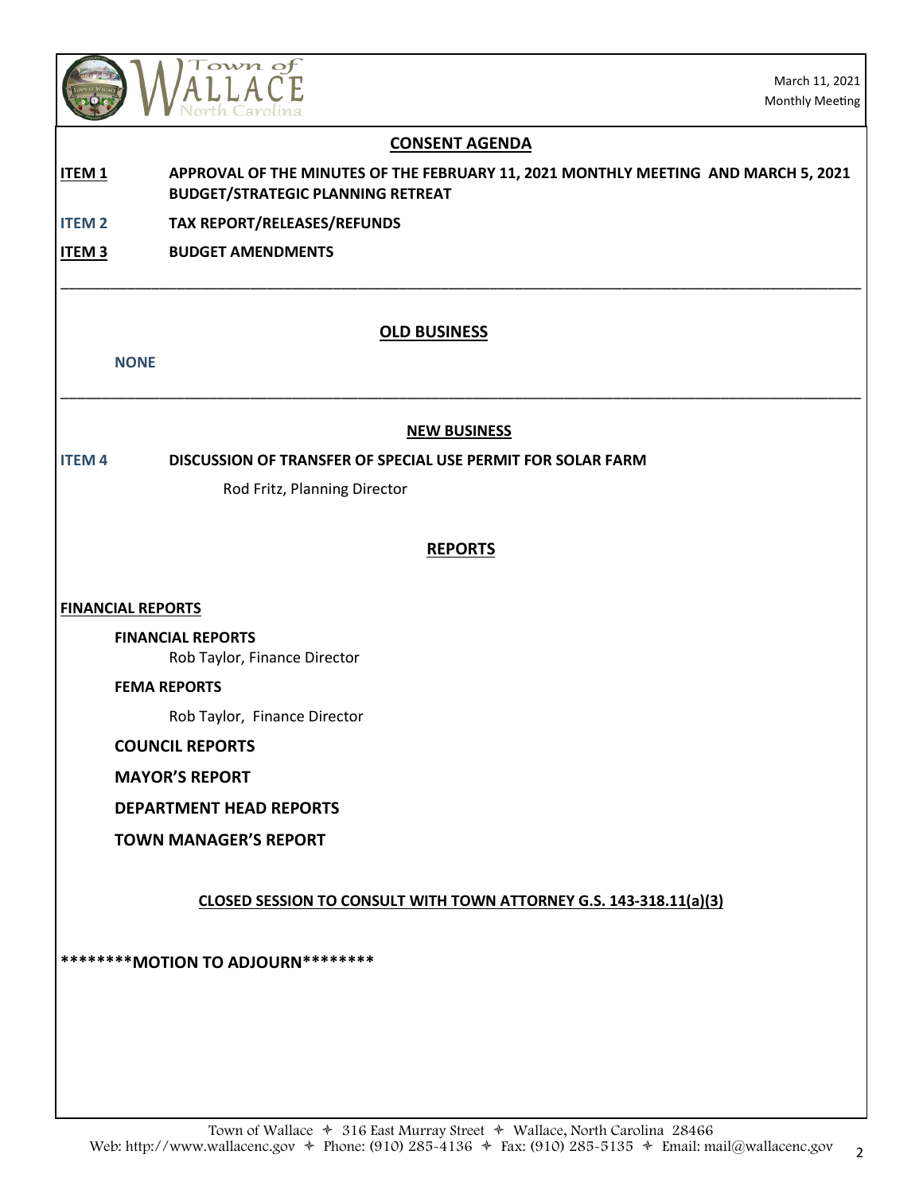## CONSENT AGENDA

**ITEM 1** **APPROVAL OF THE MINUTES OF THE FEBRUARY 11, 2021 MONTHLY MEETING AND MARCH 5, 2021 BUDGET/STRATEGIC PLANNING RETREAT**

**ITEM 2** **TAX REPORT/RELEASES/REFUNDS**

**ITEM 3** **BUDGET AMENDMENTS**

---

## OLD BUSINESS

**NONE**

---

## NEW BUSINESS

**ITEM 4** **DISCUSSION OF TRANSFER OF SPECIAL USE PERMIT FOR SOLAR FARM**

Rod Fritz, Planning Director

## REPORTS

**FINANCIAL REPORTS**

**FINANCIAL REPORTS**
Rob Taylor, Finance Director

**FEMA REPORTS**

Rob Taylor, Finance Director

**COUNCIL REPORTS**

**MAYOR'S REPORT**

**DEPARTMENT HEAD REPORTS**

**TOWN MANAGER'S REPORT**

**CLOSED SESSION TO CONSULT WITH TOWN ATTORNEY G.S. 143-318.11(a)(3)**

**\*\*\*\*\*\*\*\*MOTION TO ADJOURN\*\*\*\*\*\*\*\***